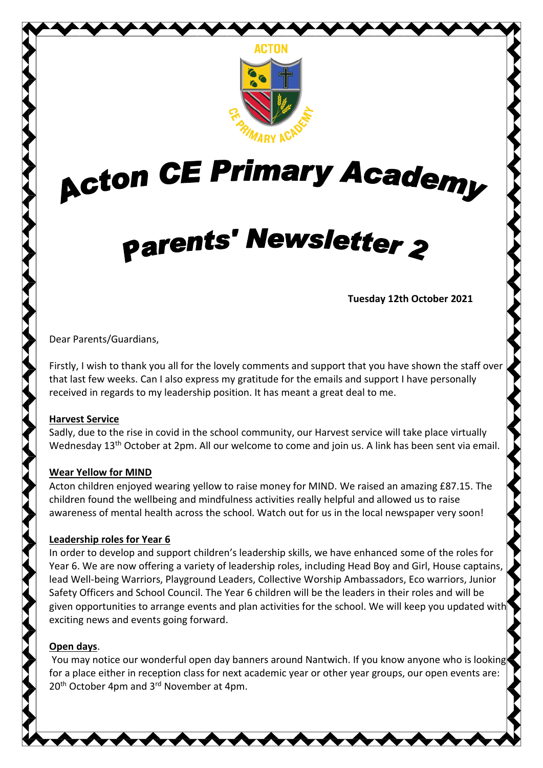# Acton CE Primary Academy

# Parents' Newsletter 2

**Tuesday 12th October 2021**

Dear Parents/Guardians,

Firstly, I wish to thank you all for the lovely comments and support that you have shown the staff over that last few weeks. Can I also express my gratitude for the emails and support I have personally received in regards to my leadership position. It has meant a great deal to me.

**Harvest Service**

Sadly, due to the rise in covid in the school community, our Harvest service will take place virtually Wednesday 13th October at 2pm. All our welcome to come and join us. A link has been sent via email.

**Wear Yellow for MIND**

Acton children enjoyed wearing yellow to raise money for MIND. We raised an amazing £87.15. The children found the wellbeing and mindfulness activities really helpful and allowed us to raise awareness of mental health across the school. Watch out for us in the local newspaper very soon!

**Leadership roles for Year 6**

In order to develop and support children's leadership skills, we have enhanced some of the roles for Year 6. We are now offering a variety of leadership roles, including Head Boy and Girl, House captains, lead Well-being Warriors, Playground Leaders, Collective Worship Ambassadors, Eco warriors, Junior Safety Officers and School Council. The Year 6 children will be the leaders in their roles and will be given opportunities to arrange events and plan activities for the school. We will keep you updated with exciting news and events going forward.

**Open days**.

You may notice our wonderful open day banners around Nantwich. If you know anyone who is looking for a place either in reception class for next academic year or other year groups, our open events are: 20th October 4pm and 3rd November at 4pm.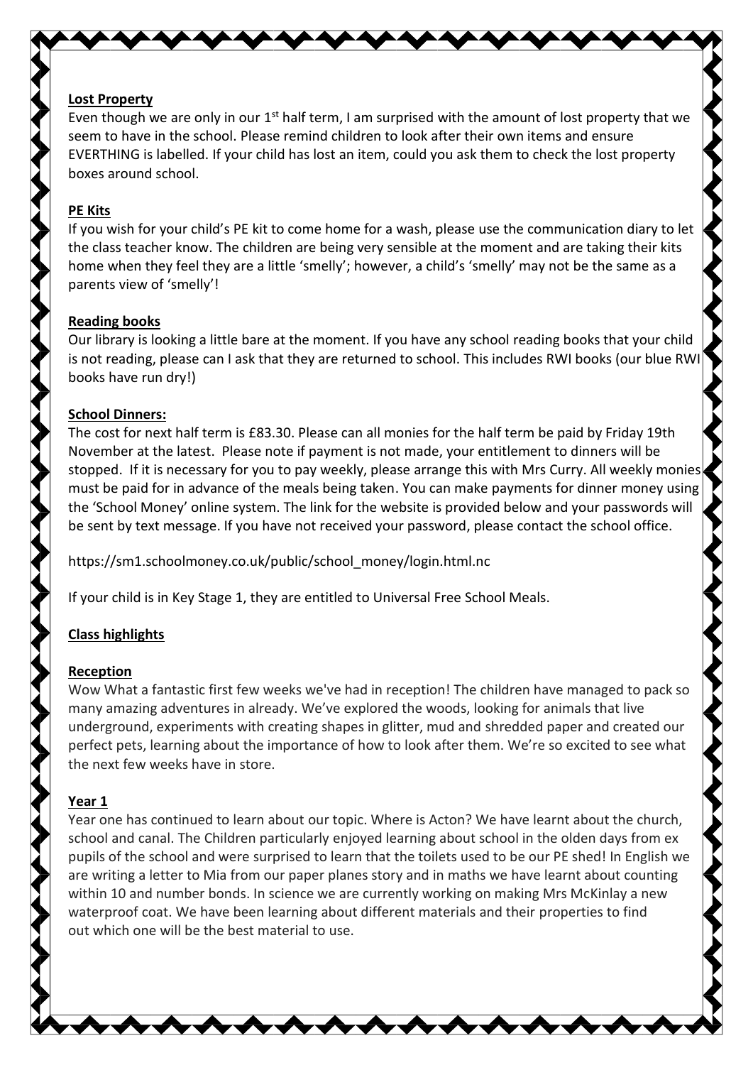**Lost Property**

Even though we are only in our 1st half term, I am surprised with the amount of lost property that we seem to have in the school. Please remind children to look after their own items and ensure EVERTHING is labelled. If your child has lost an item, could you ask them to check the lost property boxes around school.

**PE Kits**

If you wish for your child's PE kit to come home for a wash, please use the communication diary to let the class teacher know. The children are being very sensible at the moment and are taking their kits home when they feel they are a little 'smelly'; however, a child's 'smelly' may not be the same as a parents view of 'smelly'!

**Reading books**

Our library is looking a little bare at the moment. If you have any school reading books that your child is not reading, please can I ask that they are returned to school. This includes RWI books (our blue RWI books have run dry!)

**School Dinners:**

The cost for next half term is £83.30. Please can all monies for the half term be paid by Friday 19th November at the latest. Please note if payment is not made, your entitlement to dinners will be stopped. If it is necessary for you to pay weekly, please arrange this with Mrs Curry. All weekly monies must be paid for in advance of the meals being taken. You can make payments for dinner money using the 'School Money' online system. The link for the website is provided below and your passwords will be sent by text message. If you have not received your password, please contact the school office.

https://sm1.schoolmoney.co.uk/public/school_money/login.html.nc

If your child is in Key Stage 1, they are entitled to Universal Free School Meals.

**Class highlights**

**Reception**

Wow What a fantastic first few weeks we've had in reception! The children have managed to pack so many amazing adventures in already. We've explored the woods, looking for animals that live underground, experiments with creating shapes in glitter, mud and shredded paper and created our perfect pets, learning about the importance of how to look after them. We're so excited to see what the next few weeks have in store.

**Year 1**

Year one has continued to learn about our topic. Where is Acton? We have learnt about the church, school and canal. The Children particularly enjoyed learning about school in the olden days from ex pupils of the school and were surprised to learn that the toilets used to be our PE shed! In English we are writing a letter to Mia from our paper planes story and in maths we have learnt about counting within 10 and number bonds. In science we are currently working on making Mrs McKinlay a new waterproof coat. We have been learning about different materials and their properties to find out which one will be the best material to use.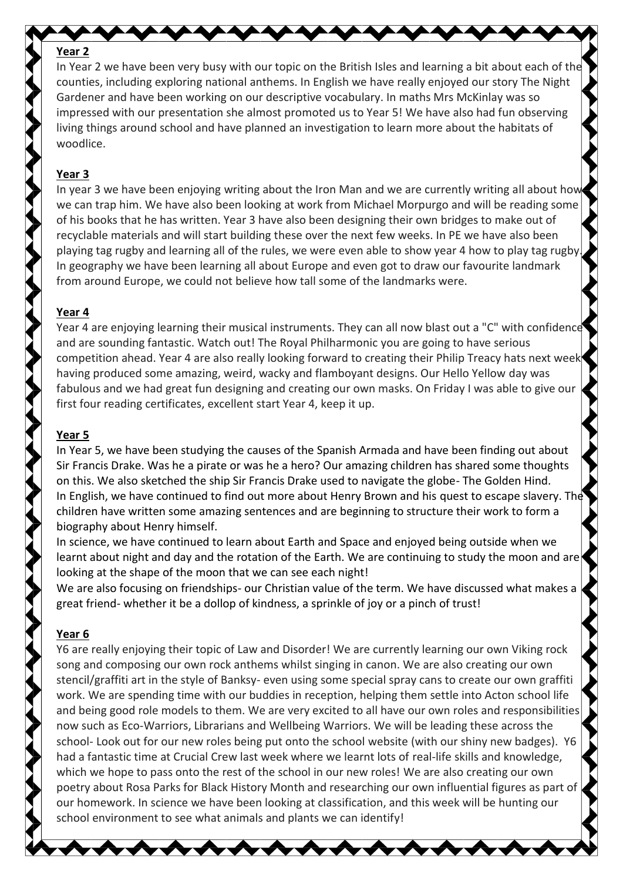## Year 2

In Year 2 we have been very busy with our topic on the British Isles and learning a bit about each of the counties, including exploring national anthems. In English we have really enjoyed our story The Night Gardener and have been working on our descriptive vocabulary. In maths Mrs McKinlay was so impressed with our presentation she almost promoted us to Year 5! We have also had fun observing living things around school and have planned an investigation to learn more about the habitats of woodlice.

## Year 3

In year 3 we have been enjoying writing about the Iron Man and we are currently writing all about how we can trap him. We have also been looking at work from Michael Morpurgo and will be reading some of his books that he has written. Year 3 have also been designing their own bridges to make out of recyclable materials and will start building these over the next few weeks. In PE we have also been playing tag rugby and learning all of the rules, we were even able to show year 4 how to play tag rugby. In geography we have been learning all about Europe and even got to draw our favourite landmark from around Europe, we could not believe how tall some of the landmarks were.

## Year 4

Year 4 are enjoying learning their musical instruments. They can all now blast out a "C" with confidence and are sounding fantastic. Watch out! The Royal Philharmonic you are going to have serious competition ahead. Year 4 are also really looking forward to creating their Philip Treacy hats next week having produced some amazing, weird, wacky and flamboyant designs. Our Hello Yellow day was fabulous and we had great fun designing and creating our own masks. On Friday I was able to give our first four reading certificates, excellent start Year 4, keep it up.

## Year 5

In Year 5, we have been studying the causes of the Spanish Armada and have been finding out about Sir Francis Drake. Was he a pirate or was he a hero? Our amazing children has shared some thoughts on this. We also sketched the ship Sir Francis Drake used to navigate the globe- The Golden Hind. In English, we have continued to find out more about Henry Brown and his quest to escape slavery. The children have written some amazing sentences and are beginning to structure their work to form a biography about Henry himself.

In science, we have continued to learn about Earth and Space and enjoyed being outside when we learnt about night and day and the rotation of the Earth. We are continuing to study the moon and are looking at the shape of the moon that we can see each night!

We are also focusing on friendships- our Christian value of the term. We have discussed what makes a great friend- whether it be a dollop of kindness, a sprinkle of joy or a pinch of trust!

## Year 6

Y6 are really enjoying their topic of Law and Disorder! We are currently learning our own Viking rock song and composing our own rock anthems whilst singing in canon. We are also creating our own stencil/graffiti art in the style of Banksy- even using some special spray cans to create our own graffiti work. We are spending time with our buddies in reception, helping them settle into Acton school life and being good role models to them. We are very excited to all have our own roles and responsibilities now such as Eco-Warriors, Librarians and Wellbeing Warriors. We will be leading these across the school- Look out for our new roles being put onto the school website (with our shiny new badges). Y6 had a fantastic time at Crucial Crew last week where we learnt lots of real-life skills and knowledge, which we hope to pass onto the rest of the school in our new roles! We are also creating our own poetry about Rosa Parks for Black History Month and researching our own influential figures as part of our homework. In science we have been looking at classification, and this week will be hunting our school environment to see what animals and plants we can identify!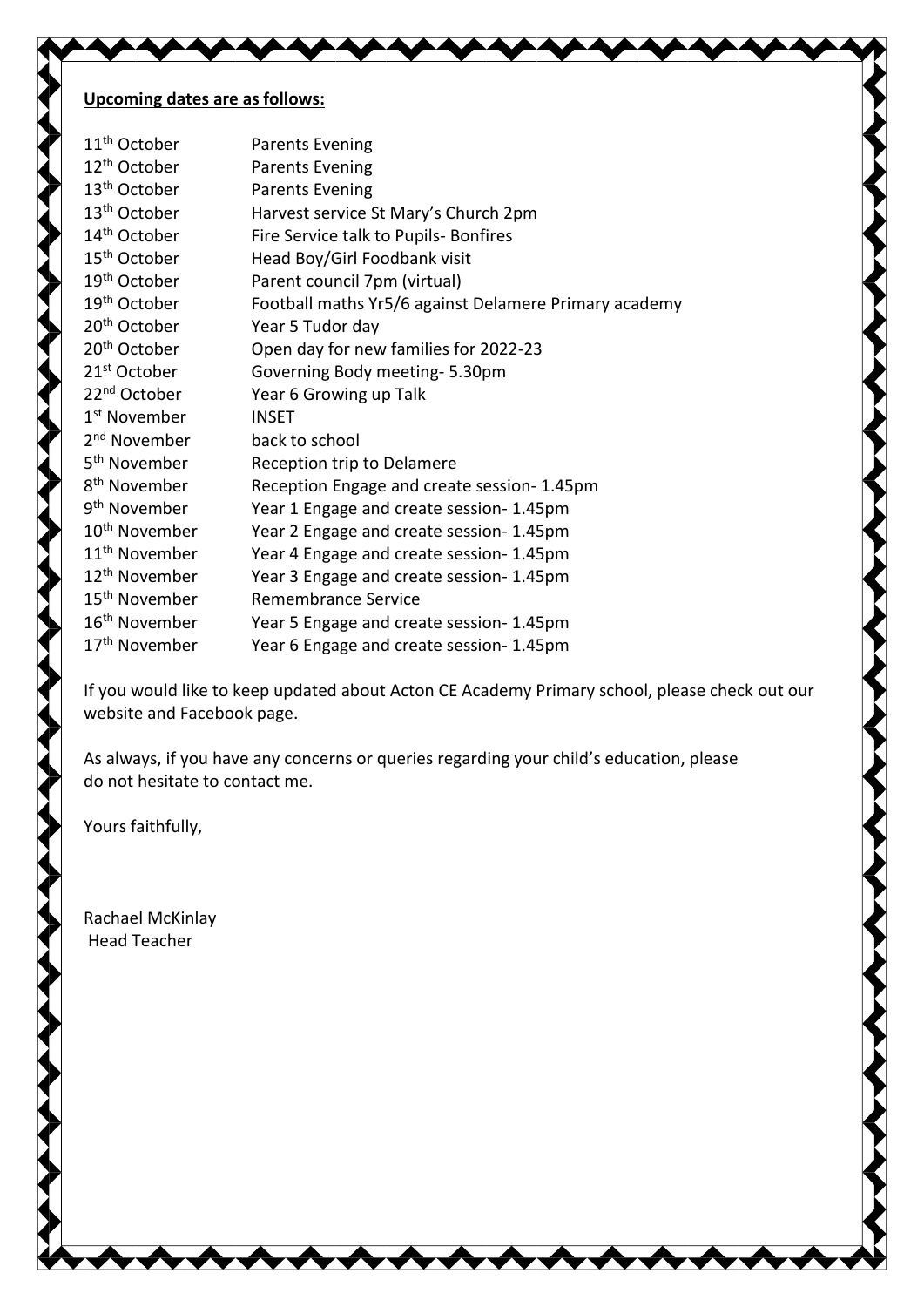**Upcoming dates are as follows:**

| | |
|---|---|
| 11th October | Parents Evening |
| 12th October | Parents Evening |
| 13th October | Parents Evening |
| 13th October | Harvest service St Mary's Church 2pm |
| 14th October | Fire Service talk to Pupils- Bonfires |
| 15th October | Head Boy/Girl Foodbank visit |
| 19th October | Parent council 7pm (virtual) |
| 19th October | Football maths Yr5/6 against Delamere Primary academy |
| 20th October | Year 5 Tudor day |
| 20th October | Open day for new families for 2022-23 |
| 21st October | Governing Body meeting- 5.30pm |
| 22nd October | Year 6 Growing up Talk |
| 1st November | INSET |
| 2nd November | back to school |
| 5th November | Reception trip to Delamere |
| 8th November | Reception Engage and create session- 1.45pm |
| 9th November | Year 1 Engage and create session- 1.45pm |
| 10th November | Year 2 Engage and create session- 1.45pm |
| 11th November | Year 4 Engage and create session- 1.45pm |
| 12th November | Year 3 Engage and create session- 1.45pm |
| 15th November | Remembrance Service |
| 16th November | Year 5 Engage and create session- 1.45pm |
| 17th November | Year 6 Engage and create session- 1.45pm |

If you would like to keep updated about Acton CE Academy Primary school, please check out our website and Facebook page.

As always, if you have any concerns or queries regarding your child's education, please do not hesitate to contact me.

Yours faithfully,

Rachael McKinlay
Head Teacher